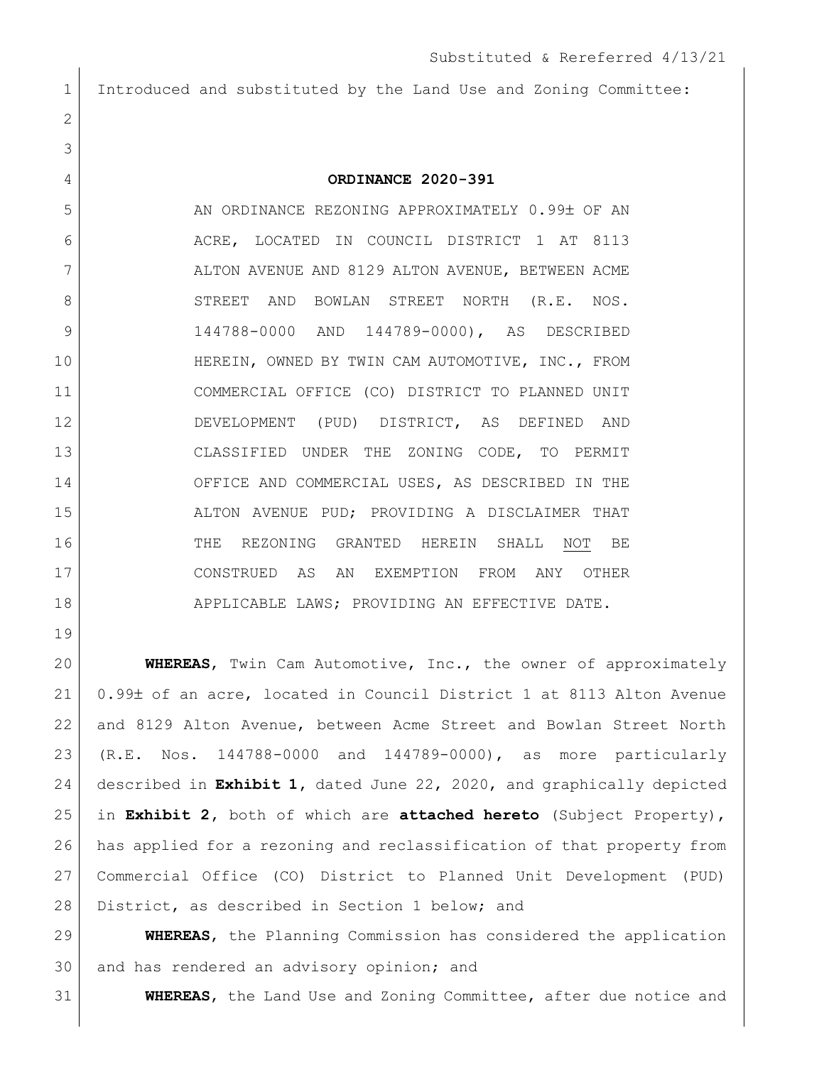Substituted & Rereferred 4/13/21

Introduced and substituted by the Land Use and Zoning Committee:

**ORDINANCE 2020-391**

AN ORDINANCE REZONING APPROXIMATELY 0.99± OF AN ACRE, LOCATED IN COUNCIL DISTRICT 1 AT 8113 ALTON AVENUE AND 8129 ALTON AVENUE, BETWEEN ACME STREET AND BOWLAN STREET NORTH (R.E. NOS. 144788-0000 AND 144789-0000), AS DESCRIBED HEREIN, OWNED BY TWIN CAM AUTOMOTIVE, INC., FROM COMMERCIAL OFFICE (CO) DISTRICT TO PLANNED UNIT DEVELOPMENT (PUD) DISTRICT, AS DEFINED AND CLASSIFIED UNDER THE ZONING CODE, TO PERMIT OFFICE AND COMMERCIAL USES, AS DESCRIBED IN THE ALTON AVENUE PUD; PROVIDING A DISCLAIMER THAT THE REZONING GRANTED HEREIN SHALL NOT BE CONSTRUED AS AN EXEMPTION FROM ANY OTHER APPLICABLE LAWS; PROVIDING AN EFFECTIVE DATE.

**WHEREAS**, Twin Cam Automotive, Inc., the owner of approximately 0.99± of an acre, located in Council District 1 at 8113 Alton Avenue and 8129 Alton Avenue, between Acme Street and Bowlan Street North (R.E. Nos. 144788-0000 and 144789-0000), as more particularly described in **Exhibit 1**, dated June 22, 2020, and graphically depicted in **Exhibit 2**, both of which are **attached hereto** (Subject Property), has applied for a rezoning and reclassification of that property from Commercial Office (CO) District to Planned Unit Development (PUD) District, as described in Section 1 below; and

**WHEREAS**, the Planning Commission has considered the application and has rendered an advisory opinion; and

**WHEREAS**, the Land Use and Zoning Committee, after due notice and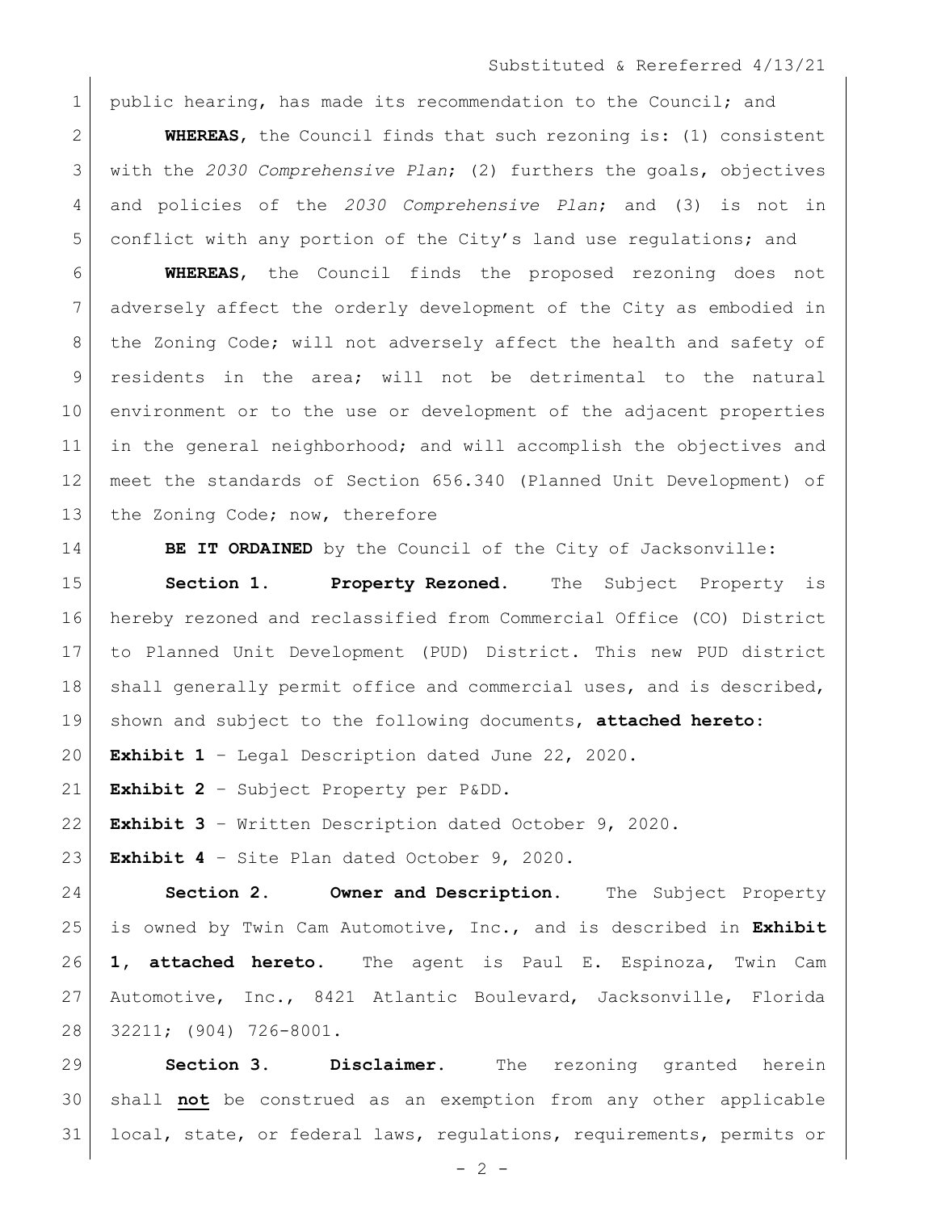public hearing, has made its recommendation to the Council; and

**WHEREAS**, the Council finds that such rezoning is: (1) consistent with the *2030 Comprehensive Plan*; (2) furthers the goals, objectives and policies of the *2030 Comprehensive Plan*; and (3) is not in conflict with any portion of the City's land use regulations; and

**WHEREAS**, the Council finds the proposed rezoning does not adversely affect the orderly development of the City as embodied in the Zoning Code; will not adversely affect the health and safety of residents in the area; will not be detrimental to the natural environment or to the use or development of the adjacent properties in the general neighborhood; and will accomplish the objectives and meet the standards of Section 656.340 (Planned Unit Development) of the Zoning Code; now, therefore

**BE IT ORDAINED** by the Council of the City of Jacksonville:

**Section 1. Property Rezoned.** The Subject Property is hereby rezoned and reclassified from Commercial Office (CO) District to Planned Unit Development (PUD) District. This new PUD district shall generally permit office and commercial uses, and is described, shown and subject to the following documents, **attached hereto**:

**Exhibit 1** – Legal Description dated June 22, 2020.

**Exhibit 2** – Subject Property per P&DD.

**Exhibit 3** – Written Description dated October 9, 2020.

**Exhibit 4** – Site Plan dated October 9, 2020.

**Section 2. Owner and Description.** The Subject Property is owned by Twin Cam Automotive, Inc., and is described in **Exhibit 1, attached hereto**. The agent is Paul E. Espinoza, Twin Cam Automotive, Inc., 8421 Atlantic Boulevard, Jacksonville, Florida 32211; (904) 726-8001.

**Section 3. Disclaimer.** The rezoning granted herein shall **not** be construed as an exemption from any other applicable local, state, or federal laws, regulations, requirements, permits or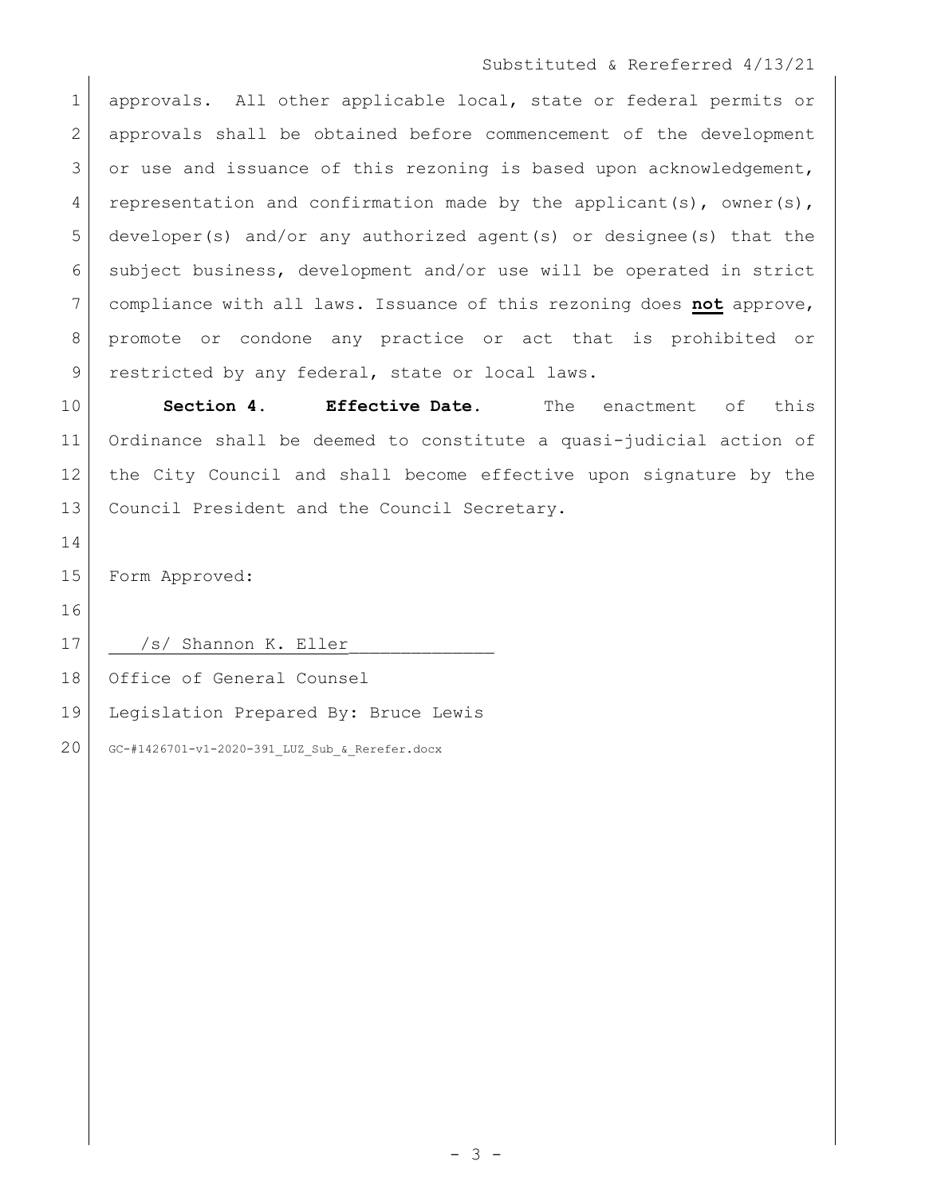approvals. All other applicable local, state or federal permits or approvals shall be obtained before commencement of the development or use and issuance of this rezoning is based upon acknowledgement, representation and confirmation made by the applicant(s), owner(s), developer(s) and/or any authorized agent(s) or designee(s) that the subject business, development and/or use will be operated in strict compliance with all laws. Issuance of this rezoning does **not** approve, promote or condone any practice or act that is prohibited or restricted by any federal, state or local laws.

**Section 4. Effective Date.** The enactment of this Ordinance shall be deemed to constitute a quasi-judicial action of the City Council and shall become effective upon signature by the Council President and the Council Secretary.

Form Approved:

/s/ Shannon K. Eller

Office of General Counsel

Legislation Prepared By: Bruce Lewis

GC-#1426701-v1-2020-391_LUZ_Sub_&_Rerefer.docx